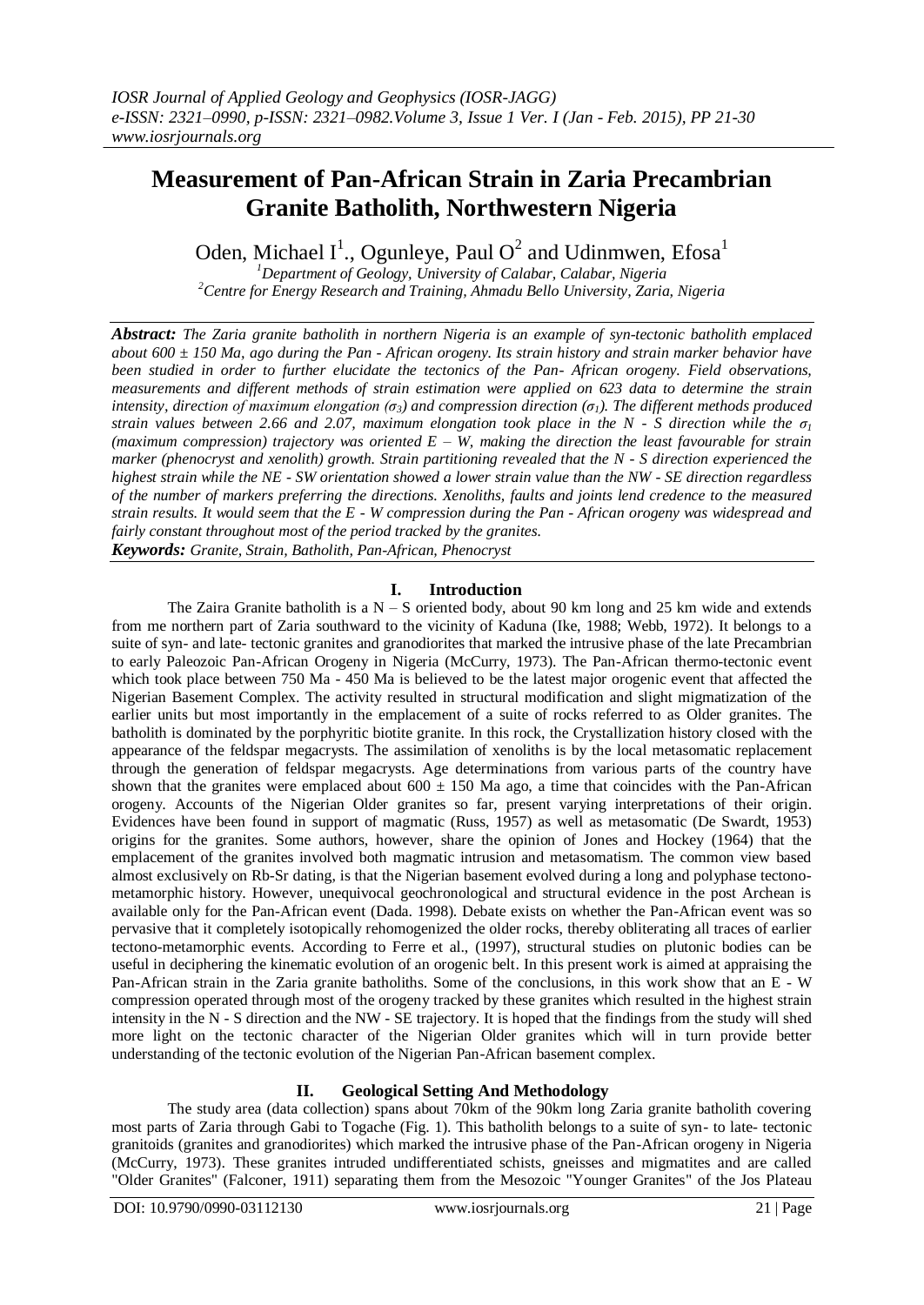# Measurement of Pan-African Strain in Zaria Precambrian Granite Batholith, Northwestern Nigeria

Oden, Michael I[1]., Ogunleye, Paul O[2] and Udinmwen, Efosa[1]

[1]*Department of Geology, University of Calabar, Calabar, Nigeria*
[2]*Centre for Energy Research and Training, Ahmadu Bello University, Zaria, Nigeria*

***Abstract:*** *The Zaria granite batholith in northern Nigeria is an example of syn-tectonic batholith emplaced about 600 ± 150 Ma, ago during the Pan - African orogeny. Its strain history and strain marker behavior have been studied in order to further elucidate the tectonics of the Pan- African orogeny. Field observations, measurements and different methods of strain estimation were applied on 623 data to determine the strain intensity, direction of maximum elongation ($\sigma_3$) and compression direction ($\sigma_1$). The different methods produced strain values between 2.66 and 2.07, maximum elongation took place in the N - S direction while the $\sigma_1$ (maximum compression) trajectory was oriented E – W, making the direction the least favourable for strain marker (phenocryst and xenolith) growth. Strain partitioning revealed that the N - S direction experienced the highest strain while the NE - SW orientation showed a lower strain value than the NW - SE direction regardless of the number of markers preferring the directions. Xenoliths, faults and joints lend credence to the measured strain results. It would seem that the E - W compression during the Pan - African orogeny was widespread and fairly constant throughout most of the period tracked by the granites.*

***Keywords:*** *Granite, Strain, Batholith, Pan-African, Phenocryst*

## I. Introduction

The Zaira Granite batholith is a N – S oriented body, about 90 km long and 25 km wide and extends from me northern part of Zaria southward to the vicinity of Kaduna (Ike, 1988; Webb, 1972). It belongs to a suite of syn- and late- tectonic granites and granodiorites that marked the intrusive phase of the late Precambrian to early Paleozoic Pan-African Orogeny in Nigeria (McCurry, 1973). The Pan-African thermo-tectonic event which took place between 750 Ma - 450 Ma is believed to be the latest major orogenic event that affected the Nigerian Basement Complex. The activity resulted in structural modification and slight migmatization of the earlier units but most importantly in the emplacement of a suite of rocks referred to as Older granites. The batholith is dominated by the porphyritic biotite granite. In this rock, the Crystallization history closed with the appearance of the feldspar megacrysts. The assimilation of xenoliths is by the local metasomatic replacement through the generation of feldspar megacrysts. Age determinations from various parts of the country have shown that the granites were emplaced about 600 ± 150 Ma ago, a time that coincides with the Pan-African orogeny. Accounts of the Nigerian Older granites so far, present varying interpretations of their origin. Evidences have been found in support of magmatic (Russ, 1957) as well as metasomatic (De Swardt, 1953) origins for the granites. Some authors, however, share the opinion of Jones and Hockey (1964) that the emplacement of the granites involved both magmatic intrusion and metasomatism. The common view based almost exclusively on Rb-Sr dating, is that the Nigerian basement evolved during a long and polyphase tectono-metamorphic history. However, unequivocal geochronological and structural evidence in the post Archean is available only for the Pan-African event (Dada. 1998). Debate exists on whether the Pan-African event was so pervasive that it completely isotopically rehomogenized the older rocks, thereby obliterating all traces of earlier tectono-metamorphic events. According to Ferre et al., (1997), structural studies on plutonic bodies can be useful in deciphering the kinematic evolution of an orogenic belt. In this present work is aimed at appraising the Pan-African strain in the Zaria granite batholiths. Some of the conclusions, in this work show that an E - W compression operated through most of the orogeny tracked by these granites which resulted in the highest strain intensity in the N - S direction and the NW - SE trajectory. It is hoped that the findings from the study will shed more light on the tectonic character of the Nigerian Older granites which will in turn provide better understanding of the tectonic evolution of the Nigerian Pan-African basement complex.

## II. Geological Setting And Methodology

The study area (data collection) spans about 70km of the 90km long Zaria granite batholith covering most parts of Zaria through Gabi to Togache (Fig. 1). This batholith belongs to a suite of syn- to late- tectonic granitoids (granites and granodiorites) which marked the intrusive phase of the Pan-African orogeny in Nigeria (McCurry, 1973). These granites intruded undifferentiated schists, gneisses and migmatites and are called "Older Granites" (Falconer, 1911) separating them from the Mesozoic "Younger Granites" of the Jos Plateau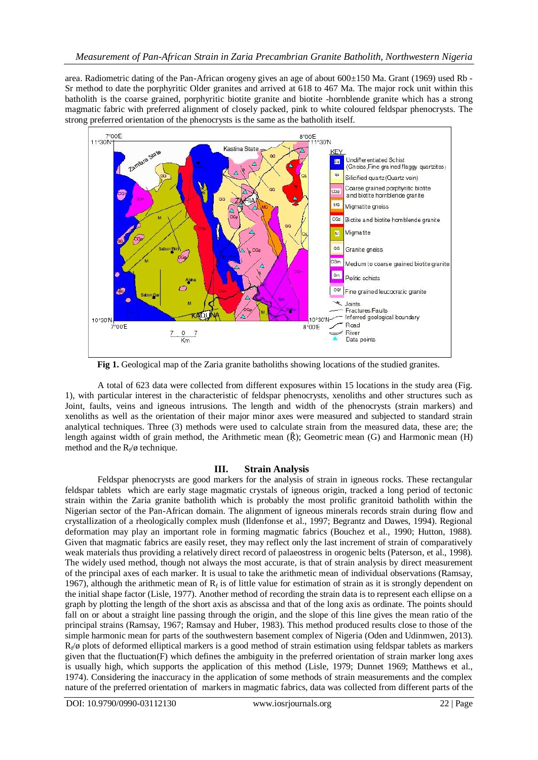area. Radiometric dating of the Pan-African orogeny gives an age of about 600±150 Ma. Grant (1969) used Rb - Sr method to date the porphyritic Older granites and arrived at 618 to 467 Ma. The major rock unit within this batholith is the coarse grained, porphyritic biotite granite and biotite -hornblende granite which has a strong magmatic fabric with preferred alignment of closely packed, pink to white coloured feldspar phenocrysts. The strong preferred orientation of the phenocrysts is the same as the batholith itself.

**Fig 1.** Geological map of the Zaria granite batholiths showing locations of the studied granites.

A total of 623 data were collected from different exposures within 15 locations in the study area (Fig. 1), with particular interest in the characteristic of feldspar phenocrysts, xenoliths and other structures such as Joint, faults, veins and igneous intrusions. The length and width of the phenocrysts (strain markers) and xenoliths as well as the orientation of their major minor axes were measured and subjected to standard strain analytical techniques. Three (3) methods were used to calculate strain from the measured data, these are; the length against width of grain method, the Arithmetic mean ($\bar{R}$); Geometric mean (G) and Harmonic mean (H) method and the $R_f/ø$ technique.

## III. Strain Analysis

Feldspar phenocrysts are good markers for the analysis of strain in igneous rocks. These rectangular feldspar tablets which are early stage magmatic crystals of igneous origin, tracked a long period of tectonic strain within the Zaria granite batholith which is probably the most prolific granitoid batholith within the Nigerian sector of the Pan-African domain. The alignment of igneous minerals records strain during flow and crystallization of a rheologically complex mush (Ildenfonse et al., 1997; Begrantz and Dawes, 1994). Regional deformation may play an important role in forming magmatic fabrics (Bouchez et al., 1990; Hutton, 1988). Given that magmatic fabrics are easily reset, they may reflect only the last increment of strain of comparatively weak materials thus providing a relatively direct record of palaeostress in orogenic belts (Paterson, et al., 1998). The widely used method, though not always the most accurate, is that of strain analysis by direct measurement of the principal axes of each marker. It is usual to take the arithmetic mean of individual observations (Ramsay, 1967), although the arithmetic mean of $R_f$ is of little value for estimation of strain as it is strongly dependent on the initial shape factor (Lisle, 1977). Another method of recording the strain data is to represent each ellipse on a graph by plotting the length of the short axis as abscissa and that of the long axis as ordinate. The points should fall on or about a straight line passing through the origin, and the slope of this line gives the mean ratio of the principal strains (Ramsay, 1967; Ramsay and Huber, 1983). This method produced results close to those of the simple harmonic mean for parts of the southwestern basement complex of Nigeria (Oden and Udinmwen, 2013). $R_f/ø$ plots of deformed elliptical markers is a good method of strain estimation using feldspar tablets as markers given that the fluctuation(F) which defines the ambiguity in the preferred orientation of strain marker long axes is usually high, which supports the application of this method (Lisle, 1979; Dunnet 1969; Matthews et al., 1974). Considering the inaccuracy in the application of some methods of strain measurements and the complex nature of the preferred orientation of markers in magmatic fabrics, data was collected from different parts of the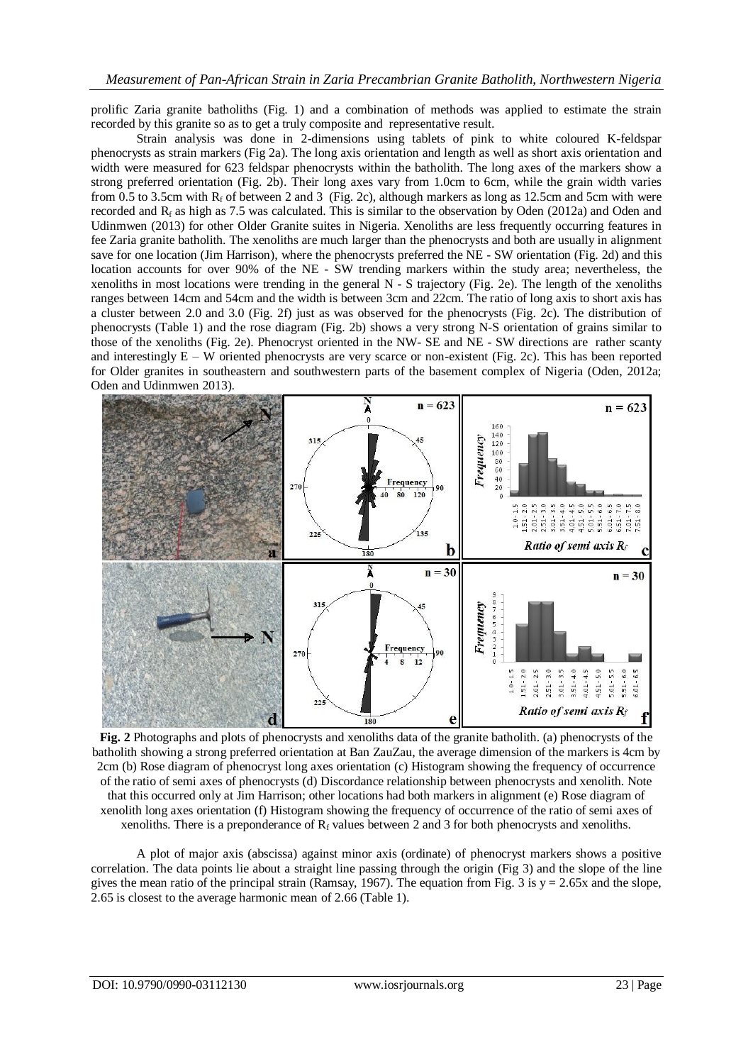prolific Zaria granite batholiths (Fig. 1) and a combination of methods was applied to estimate the strain recorded by this granite so as to get a truly composite and representative result.

Strain analysis was done in 2-dimensions using tablets of pink to white coloured K-feldspar phenocrysts as strain markers (Fig 2a). The long axis orientation and length as well as short axis orientation and width were measured for 623 feldspar phenocrysts within the batholith. The long axes of the markers show a strong preferred orientation (Fig. 2b). Their long axes vary from 1.0cm to 6cm, while the grain width varies from 0.5 to 3.5cm with $R_f$ of between 2 and 3 (Fig. 2c), although markers as long as 12.5cm and 5cm with were recorded and $R_f$ as high as 7.5 was calculated. This is similar to the observation by Oden (2012a) and Oden and Udinmwen (2013) for other Older Granite suites in Nigeria. Xenoliths are less frequently occurring features in fee Zaria granite batholith. The xenoliths are much larger than the phenocrysts and both are usually in alignment save for one location (Jim Harrison), where the phenocrysts preferred the NE - SW orientation (Fig. 2d) and this location accounts for over 90% of the NE - SW trending markers within the study area; nevertheless, the xenoliths in most locations were trending in the general N - S trajectory (Fig. 2e). The length of the xenoliths ranges between 14cm and 54cm and the width is between 3cm and 22cm. The ratio of long axis to short axis has a cluster between 2.0 and 3.0 (Fig. 2f) just as was observed for the phenocrysts (Fig. 2c). The distribution of phenocrysts (Table 1) and the rose diagram (Fig. 2b) shows a very strong N-S orientation of grains similar to those of the xenoliths (Fig. 2e). Phenocryst oriented in the NW- SE and NE - SW directions are rather scanty and interestingly E – W oriented phenocrysts are very scarce or non-existent (Fig. 2c). This has been reported for Older granites in southeastern and southwestern parts of the basement complex of Nigeria (Oden, 2012a; Oden and Udinmwen 2013).

**Fig. 2** Photographs and plots of phenocrysts and xenoliths data of the granite batholith. (a) phenocrysts of the batholith showing a strong preferred orientation at Ban ZauZau, the average dimension of the markers is 4cm by 2cm (b) Rose diagram of phenocryst long axes orientation (c) Histogram showing the frequency of occurrence of the ratio of semi axes of phenocrysts (d) Discordance relationship between phenocrysts and xenolith. Note that this occurred only at Jim Harrison; other locations had both markers in alignment (e) Rose diagram of xenolith long axes orientation (f) Histogram showing the frequency of occurrence of the ratio of semi axes of xenoliths. There is a preponderance of $R_f$ values between 2 and 3 for both phenocrysts and xenoliths.

A plot of major axis (abscissa) against minor axis (ordinate) of phenocryst markers shows a positive correlation. The data points lie about a straight line passing through the origin (Fig 3) and the slope of the line gives the mean ratio of the principal strain (Ramsay, 1967). The equation from Fig. 3 is $y = 2.65x$ and the slope, 2.65 is closest to the average harmonic mean of 2.66 (Table 1).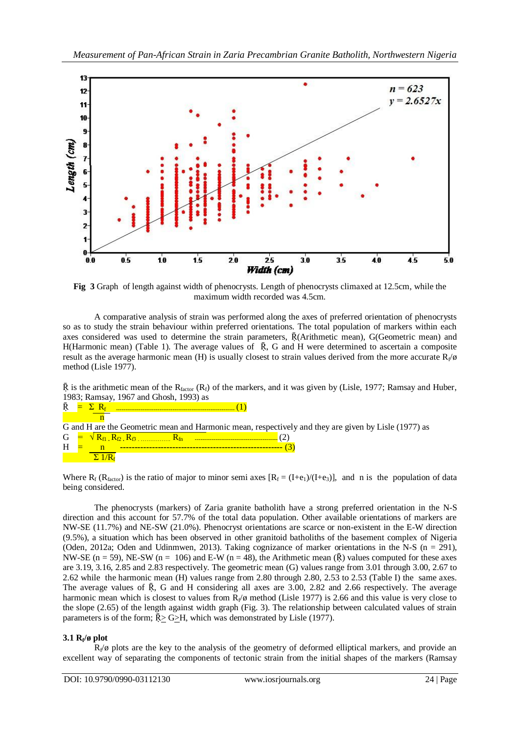Fig 3 Graph of length against width of phenocrysts. Length of phenocrysts climaxed at 12.5cm, while the maximum width recorded was 4.5cm.

A comparative analysis of strain was performed along the axes of preferred orientation of phenocrysts so as to study the strain behaviour within preferred orientations. The total population of markers within each axes considered was used to determine the strain parameters, $\bar{R}$(Arithmetic mean), G(Geometric mean) and H(Harmonic mean) (Table 1). The average values of $\bar{R}$, G and H were determined to ascertain a composite result as the average harmonic mean (H) is usually closest to strain values derived from the more accurate $R_f/ø$ method (Lisle 1977).

$\bar{R}$ is the arithmetic mean of the $R_{factor}$ ($R_f$) of the markers, and it was given by (Lisle, 1977; Ramsay and Huber, 1983; Ramsay, 1967 and Ghosh, 1993) as

$$\bar{R} = \frac{\Sigma R_f}{n} \quad (1)$$

G and H are the Geometric mean and Harmonic mean, respectively and they are given by Lisle (1977) as

$$G = \sqrt{R_{f1} \cdot R_{f2} \cdot R_{f3} \ldots R_{fn}} \quad (2)$$

$$H = \frac{n}{\Sigma 1/R_f} \quad (3)$$

Where $R_f$ ($R_{factor}$) is the ratio of major to minor semi axes [$R_f = (I+e_1)/(I+e_3)$], and n is the population of data being considered.

The phenocrysts (markers) of Zaria granite batholith have a strong preferred orientation in the N-S direction and this account for 57.7% of the total data population. Other available orientations of markers are NW-SE (11.7%) and NE-SW (21.0%). Phenocryst orientations are scarce or non-existent in the E-W direction (9.5%), a situation which has been observed in other granitoid batholiths of the basement complex of Nigeria (Oden, 2012a; Oden and Udinmwen, 2013). Taking cognizance of marker orientations in the N-S (n = 291), NW-SE (n = 59), NE-SW (n = 106) and E-W (n = 48), the Arithmetic mean ($\bar{R}$) values computed for these axes are 3.19, 3.16, 2.85 and 2.83 respectively. The geometric mean (G) values range from 3.01 through 3.00, 2.67 to 2.62 while the harmonic mean (H) values range from 2.80 through 2.80, 2.53 to 2.53 (Table I) the same axes. The average values of $\bar{R}$, G and H considering all axes are 3.00, 2.82 and 2.66 respectively. The average harmonic mean which is closest to values from $R_f/ø$ method (Lisle 1977) is 2.66 and this value is very close to the slope (2.65) of the length against width graph (Fig. 3). The relationship between calculated values of strain parameters is of the form; $\bar{R} \geq G \geq H$, which was demonstrated by Lisle (1977).

### 3.1 $R_f/ø$ plot

$R_f/ø$ plots are the key to the analysis of the geometry of deformed elliptical markers, and provide an excellent way of separating the components of tectonic strain from the initial shapes of the markers (Ramsay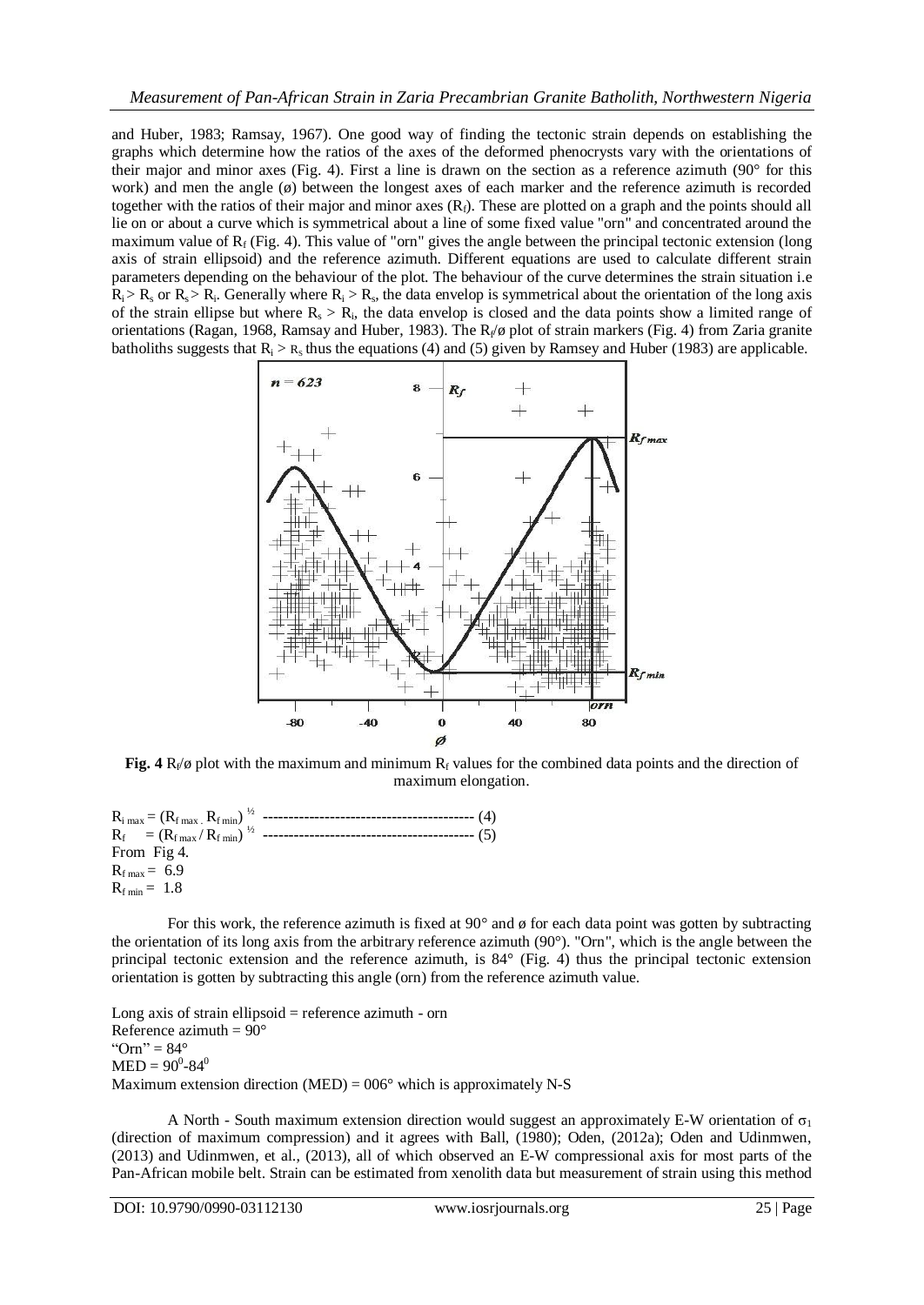and Huber, 1983; Ramsay, 1967). One good way of finding the tectonic strain depends on establishing the graphs which determine how the ratios of the axes of the deformed phenocrysts vary with the orientations of their major and minor axes (Fig. 4). First a line is drawn on the section as a reference azimuth (90° for this work) and men the angle (ø) between the longest axes of each marker and the reference azimuth is recorded together with the ratios of their major and minor axes ($R_f$). These are plotted on a graph and the points should all lie on or about a curve which is symmetrical about a line of some fixed value "orn" and concentrated around the maximum value of $R_f$ (Fig. 4). This value of "orn" gives the angle between the principal tectonic extension (long axis of strain ellipsoid) and the reference azimuth. Different equations are used to calculate different strain parameters depending on the behaviour of the plot. The behaviour of the curve determines the strain situation i.e $R_i > R_s$ or $R_s > R_i$. Generally where $R_i > R_s$, the data envelop is symmetrical about the orientation of the long axis of the strain ellipse but where $R_s > R_i$, the data envelop is closed and the data points show a limited range of orientations (Ragan, 1968, Ramsay and Huber, 1983). The $R_f$/ø plot of strain markers (Fig. 4) from Zaria granite batholiths suggests that $R_i > R_s$ thus the equations (4) and (5) given by Ramsey and Huber (1983) are applicable.

**Fig. 4** $R_f$/ø plot with the maximum and minimum $R_f$ values for the combined data points and the direction of maximum elongation.

$R_{i\,max} = (R_{f\,max} \cdot R_{f\,min})^{1/2}$ ---------------------------------------- (4)

$R_f \;\; = (R_{f\,max} / R_{f\,min})^{1/2}$ ---------------------------------------- (5)

From Fig 4.

$R_{f\,max} = 6.9$

$R_{f\,min} = 1.8$

For this work, the reference azimuth is fixed at 90° and ø for each data point was gotten by subtracting the orientation of its long axis from the arbitrary reference azimuth (90°). "Orn", which is the angle between the principal tectonic extension and the reference azimuth, is 84° (Fig. 4) thus the principal tectonic extension orientation is gotten by subtracting this angle (orn) from the reference azimuth value.

Long axis of strain ellipsoid = reference azimuth - orn

Reference azimuth = 90°

"Orn" = 84°

MED = $90^0$-$84^0$

Maximum extension direction (MED) = 006° which is approximately N-S

A North - South maximum extension direction would suggest an approximately E-W orientation of $\sigma_1$ (direction of maximum compression) and it agrees with Ball, (1980); Oden, (2012a); Oden and Udinmwen, (2013) and Udinmwen, et al., (2013), all of which observed an E-W compressional axis for most parts of the Pan-African mobile belt. Strain can be estimated from xenolith data but measurement of strain using this method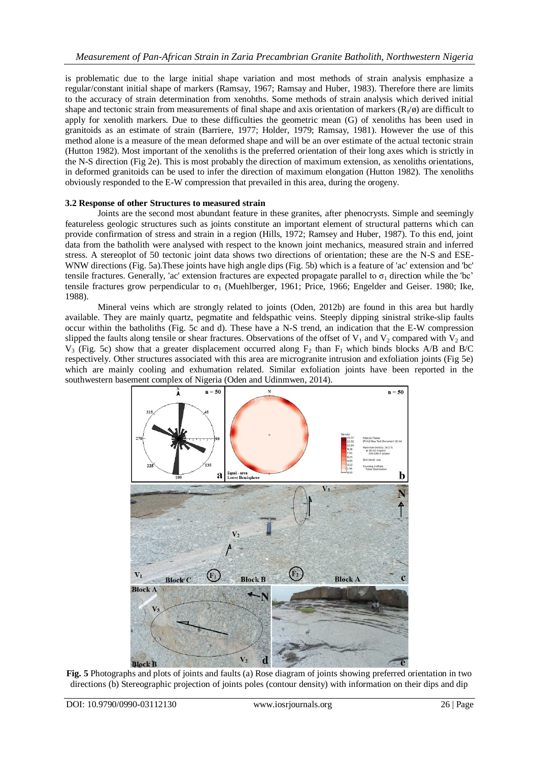is problematic due to the large initial shape variation and most methods of strain analysis emphasize a regular/constant initial shape of markers (Ramsay, 1967; Ramsay and Huber, 1983). Therefore there are limits to the accuracy of strain determination from xenohths. Some methods of strain analysis which derived initial shape and tectonic strain from measurements of final shape and axis orientation of markers ($R_f/ø$) are difficult to apply for xenolith markers. Due to these difficulties the geometric mean (G) of xenoliths has been used in granitoids as an estimate of strain (Barriere, 1977; Holder, 1979; Ramsay, 1981). However the use of this method alone is a measure of the mean deformed shape and will be an over estimate of the actual tectonic strain (Hutton 1982). Most important of the xenoliths is the preferred orientation of their long axes which is strictly in the N-S direction (Fig 2e). This is most probably the direction of maximum extension, as xenoliths orientations, in deformed granitoids can be used to infer the direction of maximum elongation (Hutton 1982). The xenoliths obviously responded to the E-W compression that prevailed in this area, during the orogeny.

### 3.2 Response of other Structures to measured strain

Joints are the second most abundant feature in these granites, after phenocrysts. Simple and seemingly featureless geologic structures such as joints constitute an important element of structural patterns which can provide confirmation of stress and strain in a region (Hills, 1972; Ramsey and Huber, 1987). To this end, joint data from the batholith were analysed with respect to the known joint mechanics, measured strain and inferred stress. A stereoplot of 50 tectonic joint data shows two directions of orientation; these are the N-S and ESE-WNW directions (Fig. 5a).These joints have high angle dips (Fig. 5b) which is a feature of 'ac' extension and 'bc' tensile fractures. Generally, 'ac' extension fractures are expected propagate parallel to $\sigma_1$ direction while the 'bc' tensile fractures grow perpendicular to $\sigma_1$ (Muehlberger, 1961; Price, 1966; Engelder and Geiser. 1980; Ike, 1988).

Mineral veins which are strongly related to joints (Oden, 2012b) are found in this area but hardly available. They are mainly quartz, pegmatite and feldspathic veins. Steeply dipping sinistral strike-slip faults occur within the batholiths (Fig. 5c and d). These have a N-S trend, an indication that the E-W compression slipped the faults along tensile or shear fractures. Observations of the offset of $V_1$ and $V_2$ compared with $V_2$ and $V_3$ (Fig. 5c) show that a greater displacement occurred along $F_2$ than $F_1$ which binds blocks A/B and B/C respectively. Other structures associated with this area are microgranite intrusion and exfoliation joints (Fig 5e) which are mainly cooling and exhumation related. Similar exfoliation joints have been reported in the southwestern basement complex of Nigeria (Oden and Udinmwen, 2014).

**Fig. 5** Photographs and plots of joints and faults (a) Rose diagram of joints showing preferred orientation in two directions (b) Stereographic projection of joints poles (contour density) with information on their dips and dip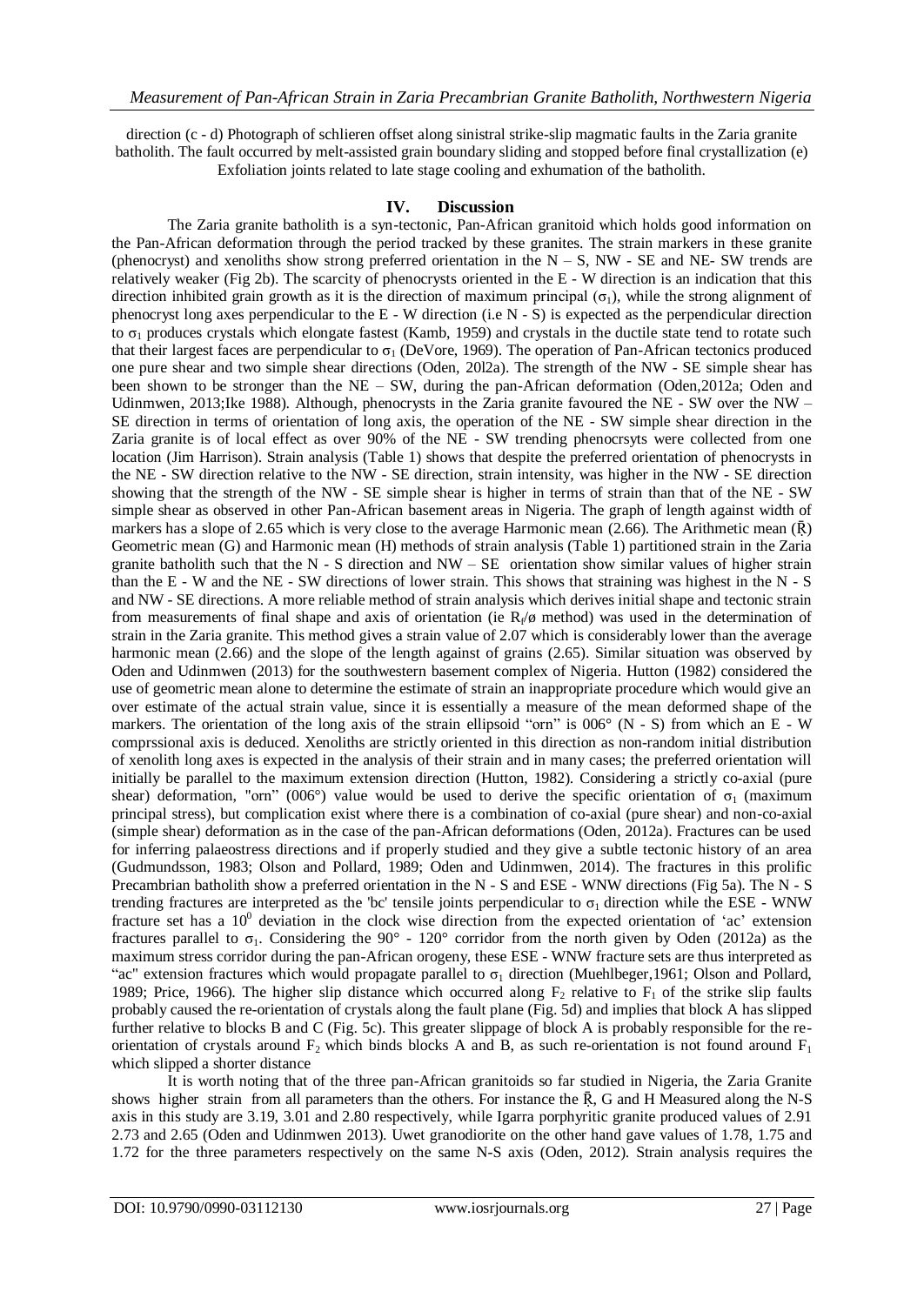direction (c - d) Photograph of schlieren offset along sinistral strike-slip magmatic faults in the Zaria granite batholith. The fault occurred by melt-assisted grain boundary sliding and stopped before final crystallization (e) Exfoliation joints related to late stage cooling and exhumation of the batholith.

## IV. Discussion

The Zaria granite batholith is a syn-tectonic, Pan-African granitoid which holds good information on the Pan-African deformation through the period tracked by these granites. The strain markers in these granite (phenocryst) and xenoliths show strong preferred orientation in the N – S, NW - SE and NE- SW trends are relatively weaker (Fig 2b). The scarcity of phenocrysts oriented in the E - W direction is an indication that this direction inhibited grain growth as it is the direction of maximum principal ($\sigma_1$), while the strong alignment of phenocryst long axes perpendicular to the E - W direction (i.e N - S) is expected as the perpendicular direction to $\sigma_1$ produces crystals which elongate fastest (Kamb, 1959) and crystals in the ductile state tend to rotate such that their largest faces are perpendicular to $\sigma_1$ (DeVore, 1969). The operation of Pan-African tectonics produced one pure shear and two simple shear directions (Oden, 20l2a). The strength of the NW - SE simple shear has been shown to be stronger than the NE – SW, during the pan-African deformation (Oden,2012a; Oden and Udinmwen, 2013;Ike 1988). Although, phenocrysts in the Zaria granite favoured the NE - SW over the NW – SE direction in terms of orientation of long axis, the operation of the NE - SW simple shear direction in the Zaria granite is of local effect as over 90% of the NE - SW trending phenocrsyts were collected from one location (Jim Harrison). Strain analysis (Table 1) shows that despite the preferred orientation of phenocrysts in the NE - SW direction relative to the NW - SE direction, strain intensity, was higher in the NW - SE direction showing that the strength of the NW - SE simple shear is higher in terms of strain than that of the NE - SW simple shear as observed in other Pan-African basement areas in Nigeria. The graph of length against width of markers has a slope of 2.65 which is very close to the average Harmonic mean (2.66). The Arithmetic mean ($\bar{R}$) Geometric mean (G) and Harmonic mean (H) methods of strain analysis (Table 1) partitioned strain in the Zaria granite batholith such that the N - S direction and NW – SE orientation show similar values of higher strain than the E - W and the NE - SW directions of lower strain. This shows that straining was highest in the N - S and NW - SE directions. A more reliable method of strain analysis which derives initial shape and tectonic strain from measurements of final shape and axis of orientation (ie $R_f/\phi$ method) was used in the determination of strain in the Zaria granite. This method gives a strain value of 2.07 which is considerably lower than the average harmonic mean (2.66) and the slope of the length against of grains (2.65). Similar situation was observed by Oden and Udinmwen (2013) for the southwestern basement complex of Nigeria. Hutton (1982) considered the use of geometric mean alone to determine the estimate of strain an inappropriate procedure which would give an over estimate of the actual strain value, since it is essentially a measure of the mean deformed shape of the markers. The orientation of the long axis of the strain ellipsoid "orn" is 006° (N - S) from which an E - W comprssional axis is deduced. Xenoliths are strictly oriented in this direction as non-random initial distribution of xenolith long axes is expected in the analysis of their strain and in many cases; the preferred orientation will initially be parallel to the maximum extension direction (Hutton, 1982). Considering a strictly co-axial (pure shear) deformation, "orn" (006°) value would be used to derive the specific orientation of $\sigma_1$ (maximum principal stress), but complication exist where there is a combination of co-axial (pure shear) and non-co-axial (simple shear) deformation as in the case of the pan-African deformations (Oden, 2012a). Fractures can be used for inferring palaeostress directions and if properly studied and they give a subtle tectonic history of an area (Gudmundsson, 1983; Olson and Pollard, 1989; Oden and Udinmwen, 2014). The fractures in this prolific Precambrian batholith show a preferred orientation in the N - S and ESE - WNW directions (Fig 5a). The N - S trending fractures are interpreted as the 'bc' tensile joints perpendicular to $\sigma_1$ direction while the ESE - WNW fracture set has a $10^0$ deviation in the clock wise direction from the expected orientation of 'ac' extension fractures parallel to $\sigma_1$. Considering the 90° - 120° corridor from the north given by Oden (2012a) as the maximum stress corridor during the pan-African orogeny, these ESE - WNW fracture sets are thus interpreted as "ac" extension fractures which would propagate parallel to $\sigma_1$ direction (Muehlbeger,1961; Olson and Pollard, 1989; Price, 1966). The higher slip distance which occurred along $F_2$ relative to $F_1$ of the strike slip faults probably caused the re-orientation of crystals along the fault plane (Fig. 5d) and implies that block A has slipped further relative to blocks B and C (Fig. 5c). This greater slippage of block A is probably responsible for the re-orientation of crystals around $F_2$ which binds blocks A and B, as such re-orientation is not found around $F_1$ which slipped a shorter distance

It is worth noting that of the three pan-African granitoids so far studied in Nigeria, the Zaria Granite shows higher strain from all parameters than the others. For instance the $\bar{R}$, G and H Measured along the N-S axis in this study are 3.19, 3.01 and 2.80 respectively, while Igarra porphyritic granite produced values of 2.91 2.73 and 2.65 (Oden and Udinmwen 2013). Uwet granodiorite on the other hand gave values of 1.78, 1.75 and 1.72 for the three parameters respectively on the same N-S axis (Oden, 2012). Strain analysis requires the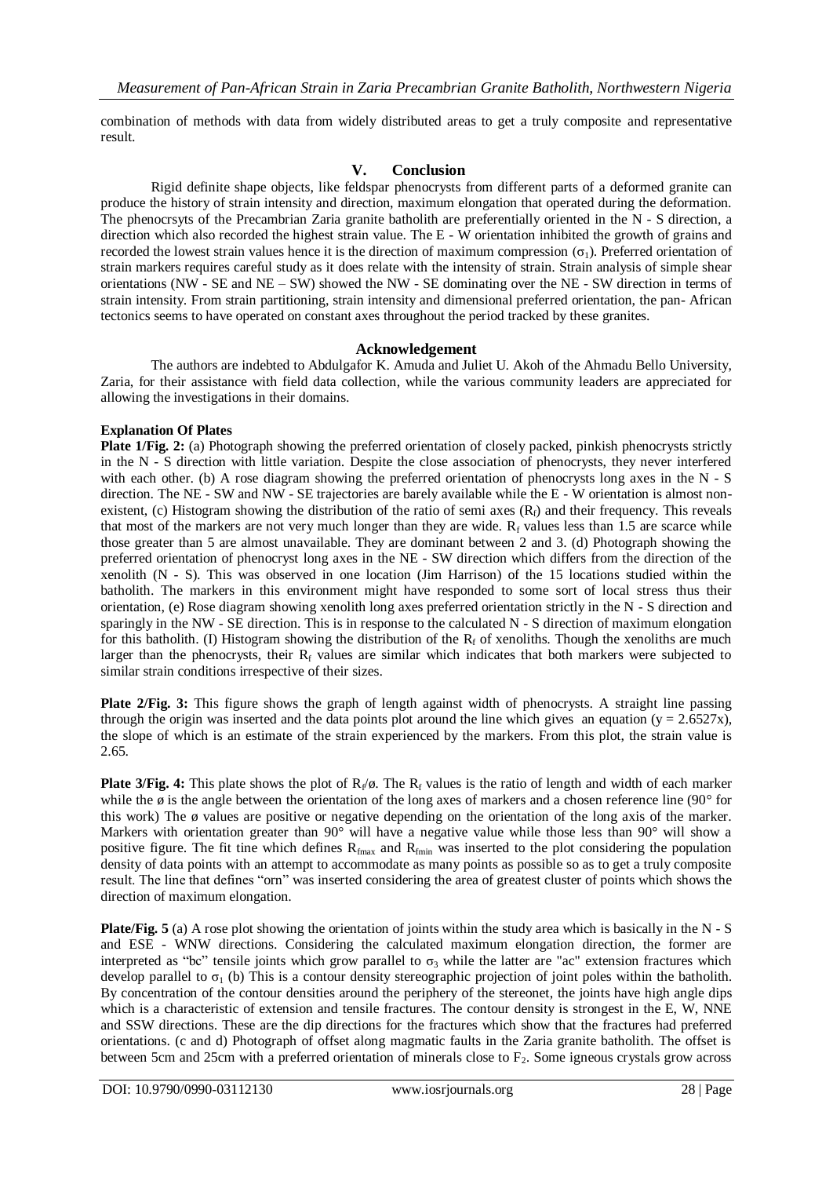combination of methods with data from widely distributed areas to get a truly composite and representative result.

## V. Conclusion

Rigid definite shape objects, like feldspar phenocrysts from different parts of a deformed granite can produce the history of strain intensity and direction, maximum elongation that operated during the deformation. The phenocrsyts of the Precambrian Zaria granite batholith are preferentially oriented in the N - S direction, a direction which also recorded the highest strain value. The E - W orientation inhibited the growth of grains and recorded the lowest strain values hence it is the direction of maximum compression ($\sigma_1$). Preferred orientation of strain markers requires careful study as it does relate with the intensity of strain. Strain analysis of simple shear orientations (NW - SE and NE – SW) showed the NW - SE dominating over the NE - SW direction in terms of strain intensity. From strain partitioning, strain intensity and dimensional preferred orientation, the pan- African tectonics seems to have operated on constant axes throughout the period tracked by these granites.

## Acknowledgement

The authors are indebted to Abdulgafor K. Amuda and Juliet U. Akoh of the Ahmadu Bello University, Zaria, for their assistance with field data collection, while the various community leaders are appreciated for allowing the investigations in their domains.

**Explanation Of Plates**

**Plate 1/Fig. 2:** (a) Photograph showing the preferred orientation of closely packed, pinkish phenocrysts strictly in the N - S direction with little variation. Despite the close association of phenocrysts, they never interfered with each other. (b) A rose diagram showing the preferred orientation of phenocrysts long axes in the N - S direction. The NE - SW and NW - SE trajectories are barely available while the E - W orientation is almost non-existent, (c) Histogram showing the distribution of the ratio of semi axes ($R_f$) and their frequency. This reveals that most of the markers are not very much longer than they are wide. $R_f$ values less than 1.5 are scarce while those greater than 5 are almost unavailable. They are dominant between 2 and 3. (d) Photograph showing the preferred orientation of phenocryst long axes in the NE - SW direction which differs from the direction of the xenolith (N - S). This was observed in one location (Jim Harrison) of the 15 locations studied within the batholith. The markers in this environment might have responded to some sort of local stress thus their orientation, (e) Rose diagram showing xenolith long axes preferred orientation strictly in the N - S direction and sparingly in the NW - SE direction. This is in response to the calculated N - S direction of maximum elongation for this batholith. (I) Histogram showing the distribution of the $R_f$ of xenoliths. Though the xenoliths are much larger than the phenocrysts, their $R_f$ values are similar which indicates that both markers were subjected to similar strain conditions irrespective of their sizes.

**Plate 2/Fig. 3:** This figure shows the graph of length against width of phenocrysts. A straight line passing through the origin was inserted and the data points plot around the line which gives an equation ($y = 2.6527x$), the slope of which is an estimate of the strain experienced by the markers. From this plot, the strain value is 2.65.

**Plate 3/Fig. 4:** This plate shows the plot of $R_f/ø$. The $R_f$ values is the ratio of length and width of each marker while the ø is the angle between the orientation of the long axes of markers and a chosen reference line (90° for this work) The ø values are positive or negative depending on the orientation of the long axis of the marker. Markers with orientation greater than 90° will have a negative value while those less than 90° will show a positive figure. The fit tine which defines $R_{fmax}$ and $R_{fmin}$ was inserted to the plot considering the population density of data points with an attempt to accommodate as many points as possible so as to get a truly composite result. The line that defines "orn" was inserted considering the area of greatest cluster of points which shows the direction of maximum elongation.

**Plate/Fig. 5** (a) A rose plot showing the orientation of joints within the study area which is basically in the N - S and ESE - WNW directions. Considering the calculated maximum elongation direction, the former are interpreted as "bc" tensile joints which grow parallel to $\sigma_3$ while the latter are "ac" extension fractures which develop parallel to $\sigma_1$ (b) This is a contour density stereographic projection of joint poles within the batholith. By concentration of the contour densities around the periphery of the stereonet, the joints have high angle dips which is a characteristic of extension and tensile fractures. The contour density is strongest in the E, W, NNE and SSW directions. These are the dip directions for the fractures which show that the fractures had preferred orientations. (c and d) Photograph of offset along magmatic faults in the Zaria granite batholith. The offset is between 5cm and 25cm with a preferred orientation of minerals close to $F_2$. Some igneous crystals grow across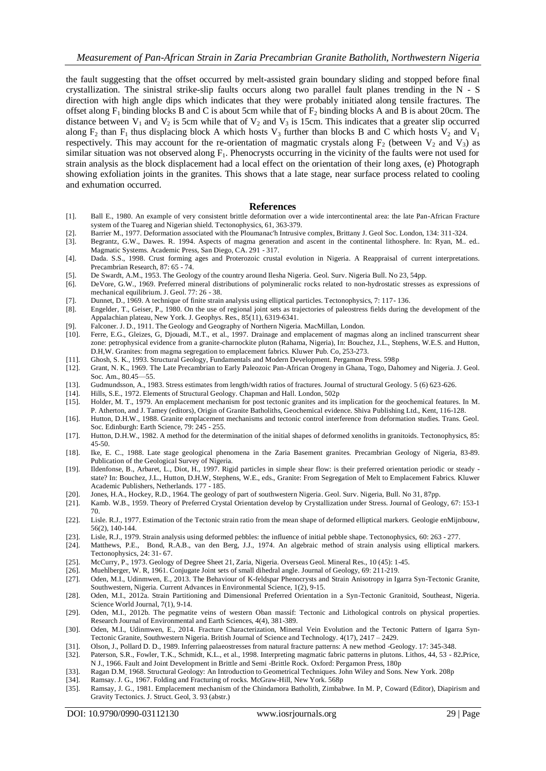the fault suggesting that the offset occurred by melt-assisted grain boundary sliding and stopped before final crystallization. The sinistral strike-slip faults occurs along two parallel fault planes trending in the N - S direction with high angle dips which indicates that they were probably initiated along tensile fractures. The offset along $F_1$ binding blocks B and C is about 5cm while that of $F_2$ binding blocks A and B is about 20cm. The distance between $V_1$ and $V_2$ is 5cm while that of $V_2$ and $V_3$ is 15cm. This indicates that a greater slip occurred along $F_2$ than $F_1$ thus displacing block A which hosts $V_3$ further than blocks B and C which hosts $V_2$ and $V_1$ respectively. This may account for the re-orientation of magmatic crystals along $F_2$ (between $V_2$ and $V_3$) as similar situation was not observed along $F_1$. Phenocrysts occurring in the vicinity of the faults were not used for strain analysis as the block displacement had a local effect on the orientation of their long axes, (e) Photograph showing exfoliation joints in the granites. This shows that a late stage, near surface process related to cooling and exhumation occurred.

## References

[1]. Ball E., 1980. An example of very consistent brittle deformation over a wide intercontinental area: the late Pan-African Fracture system of the Tuareg and Nigerian shield. Tectonophysics, 61, 363-379.

[2]. Barrier M., 1977. Deformation associated with the Ploumanac'h Intrusive complex, Brittany J. Geol Soc. London, 134: 311-324.

[3]. Begrantz, G.W., Dawes. R. 1994. Aspects of magma generation and ascent in the continental lithosphere. In: Ryan, M.. ed.. Magmatic Systems. Academic Press, San Diego, CA. 291 - 317.

[4]. Dada. S.S., 1998. Crust forming ages and Proterozoic crustal evolution in Nigeria. A Reappraisal of current interpretations. Precambrian Research, 87: 65 - 74.

[5]. De Swardt, A.M., 1953. The Geology of the country around Ilesha Nigeria. Geol. Surv. Nigeria Bull. No 23, 54pp.

[6]. DeVore, G.W., 1969. Preferred mineral distributions of polymineralic rocks related to non-hydrostatic stresses as expressions of mechanical equilibrium. J. Geol. 77: 26 - 38.

[7]. Dunnet, D., 1969. A technique of finite strain analysis using elliptical particles. Tectonophysics, 7: 117- 136.

[8]. Engelder, T., Geiser, P., 1980. On the use of regional joint sets as trajectories of paleostress fields during the development of the Appalachian plateau, New York. J. Geophys. Res., 85(11), 6319-6341.

[9]. Falconer. J. D., 1911. The Geology and Geography of Northern Nigeria. MacMillan, London.

[10]. Ferre, E.G., Gleizes, G, Djouadi, M.T., et al., 1997. Drainage and emplacement of magmas along an inclined transcurrent shear zone: petrophysical evidence from a granite-charnockite pluton (Rahama, Nigeria), In: Bouchez, J.L., Stephens, W.E.S. and Hutton, D.H,W. Granites: from magma segregation to emplacement fabrics. Kluwer Pub. Co, 253-273.

[11]. Ghosh, S. K., 1993. Structural Geology, Fundamentals and Modern Development. Pergamon Press. 598p

[12]. Grant, N. K., 1969. The Late Precambrian to Early Paleozoic Pan-African Orogeny in Ghana, Togo, Dahomey and Nigeria. J. Geol. Soc. Am., 80.45—55.

[13]. Gudmundsson, A., 1983. Stress estimates from length/width ratios of fractures. Journal of structural Geology. 5 (6) 623-626.

[14]. Hills, S.E., 1972. Elements of Structural Geology. Chapman and Hall. London, 502p

[15]. Holder, M. T., 1979. An emplacement mechanism for post tectonic granites and its implication for the geochemical features. In M. P. Atherton, and J. Tamey (editors), Origin of Granite Batholiths, Geochemical evidence. Shiva Publishing Ltd., Kent, 116-128.

[16]. Hutton, D.H.W., 1988. Granite emplacement mechanisms and tectonic control interference from deformation studies. Trans. Geol. Soc. Edinburgh: Earth Science, 79: 245 - 255.

[17]. Hutton, D.H.W., 1982. A method for the determination of the initial shapes of deformed xenoliths in granitoids. Tectonophysics, 85: 45-50.

[18]. Ike, E. C., 1988. Late stage geological phenomena in the Zaria Basement granites. Precambrian Geology of Nigeria, 83-89. Publication of the Geological Survey of Nigeria.

[19]. Ildenfonse, B., Arbaret, L., Diot, H., 1997. Rigid particles in simple shear flow: is their preferred orientation periodic or steady - state? In: Bouchez, J.L., Hutton, D.H.W, Stephens, W.E., eds., Granite: From Segregation of Melt to Emplacement Fabrics. Kluwer Academic Publishers, Netherlands. 177 - 185.

[20]. Jones, H.A., Hockey, R.D., 1964. The geology of part of southwestern Nigeria. Geol. Surv. Nigeria, Bull. No 31, 87pp.

[21]. Kamb. W.B., 1959. Theory of Preferred Crystal Orientation develop by Crystallization under Stress. Journal of Geology, 67: 153-1 70.

[22]. Lisle. R.J., 1977. Estimation of the Tectonic strain ratio from the mean shape of deformed elliptical markers. Geologie enMijnbouw, 56(2), 140-144.

[23]. Lisle, R.J., 1979. Strain analysis using deformed pebbles: the influence of initial pebble shape. Tectonophysics, 60: 263 - 277.

[24]. Matthews, P.E., Bond, R.A.B., van den Berg, J.J., 1974. An algebraic method of strain analysis using elliptical markers. Tectonophysics, 24: 31- 67.

[25]. McCurry, P., 1973. Geology of Degree Sheet 21, Zaria, Nigeria. Overseas Geol. Mineral Res., 10 (45): 1-45.

[26]. Muehlberger, W. R, 1961. Conjugate Joint sets of small dihedral angle. Journal of Geology, 69: 211-219.

[27]. Oden, M.I., Udinmwen, E., 2013. The Behaviour of K-feldspar Phenocrysts and Strain Anisotropy in Igarra Syn-Tectonic Granite, Southwestern, Nigeria. Current Advances in Environmental Science, 1(2), 9-15.

[28]. Oden, M.I., 2012a. Strain Partitioning and Dimensional Preferred Orientation in a Syn-Tectonic Granitoid, Southeast, Nigeria. Science World Journal, 7(1), 9-14.

[29]. Oden, M.I., 2012b. The pegmatite veins of western Oban massif: Tectonic and Lithological controls on physical properties. Research Journal of Environmental and Earth Sciences, 4(4), 381-389.

[30]. Oden, M.I., Udinmwen, E., 2014. Fracture Characterization, Mineral Vein Evolution and the Tectonic Pattern of Igarra Syn-Tectonic Granite, Southwestern Nigeria. British Journal of Science and Technology. 4(17), 2417 – 2429.

[31]. Olson, J., Pollard D. D., 1989. Inferring palaeostresses from natural fracture patterns: A new method -Geology. 17: 345-348.

[32]. Paterson, S.R., Fowler, T.K., Schmidt, K.L., et al., 1998. Interpreting magmatic fabric patterns in plutons. Lithos, 44, 53 - 82**.**Price, N J., 1966. Fault and Joint Development in Brittle and Semi -Brittle Rock. Oxford: Pergamon Press, 180p

[33]. Ragan D.M. 1968. Structural Geology: An Introduction to Geometrical Techniques. John Wiley and Sons. New York. 208p

[34]. Ramsay. J. G., 1967. Folding and Fracturing of rocks. McGraw-Hill, New York. 568p

[35]. Ramsay, J. G., 1981. Emplacement mechanism of the Chindamora Batholith, Zimbabwe. In M. P, Coward (Editor), Diapirism and Gravity Tectonics. J. Struct. Geol, 3. 93 (abstr.)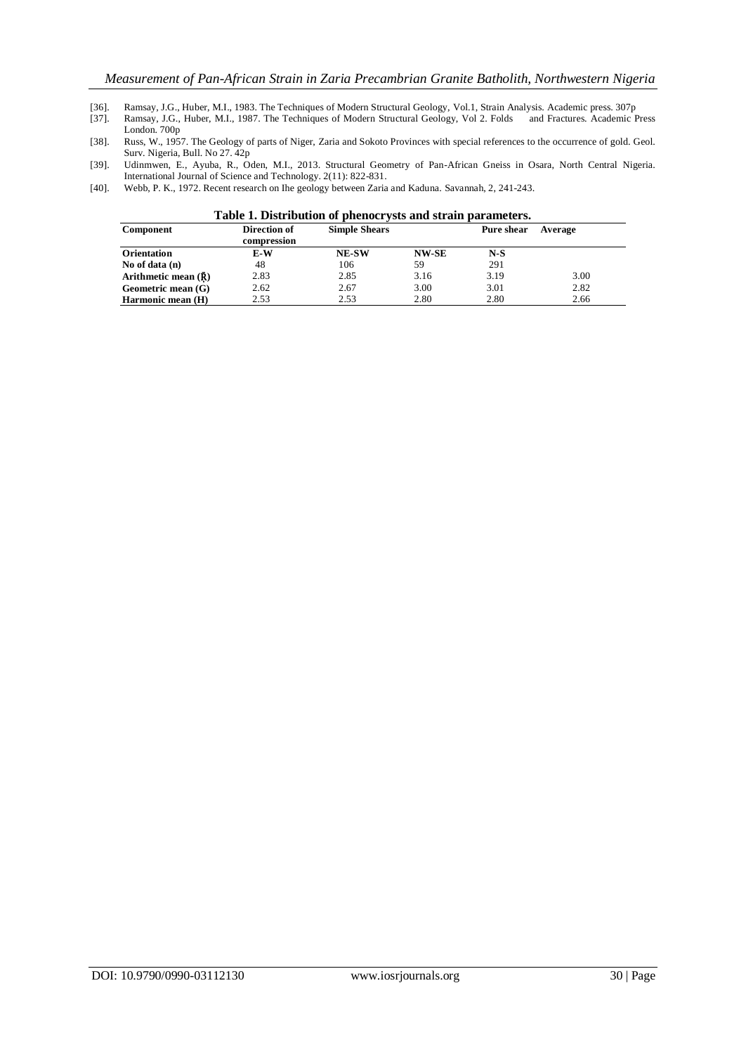[36]. Ramsay, J.G., Huber, M.I., 1983. The Techniques of Modern Structural Geology, Vol.1, Strain Analysis. Academic press. 307p

[37]. Ramsay, J.G., Huber, M.I., 1987. The Techniques of Modern Structural Geology, Vol 2. Folds and Fractures. Academic Press London. 700p

[38]. Russ, W., 1957. The Geology of parts of Niger, Zaria and Sokoto Provinces with special references to the occurrence of gold. Geol. Surv. Nigeria, Bull. No 27. 42p

[39]. Udinmwen, E., Ayuba, R., Oden, M.I., 2013. Structural Geometry of Pan-African Gneiss in Osara, North Central Nigeria. International Journal of Science and Technology. 2(11): 822-831.

[40]. Webb, P. K., 1972. Recent research on Ihe geology between Zaria and Kaduna. Savannah, 2, 241-243.

**Table 1. Distribution of phenocrysts and strain parameters.**

| Component | Direction of compression | Simple Shears | | Pure shear | Average |
|---|---|---|---|---|---|
| **Orientation** | **E-W** | **NE-SW** | **NW-SE** | **N-S** | |
| **No of data (n)** | 48 | 106 | 59 | 291 | |
| **Arithmetic mean (Ȓ)** | 2.83 | 2.85 | 3.16 | 3.19 | 3.00 |
| **Geometric mean (G)** | 2.62 | 2.67 | 3.00 | 3.01 | 2.82 |
| **Harmonic mean (H)** | 2.53 | 2.53 | 2.80 | 2.80 | 2.66 |